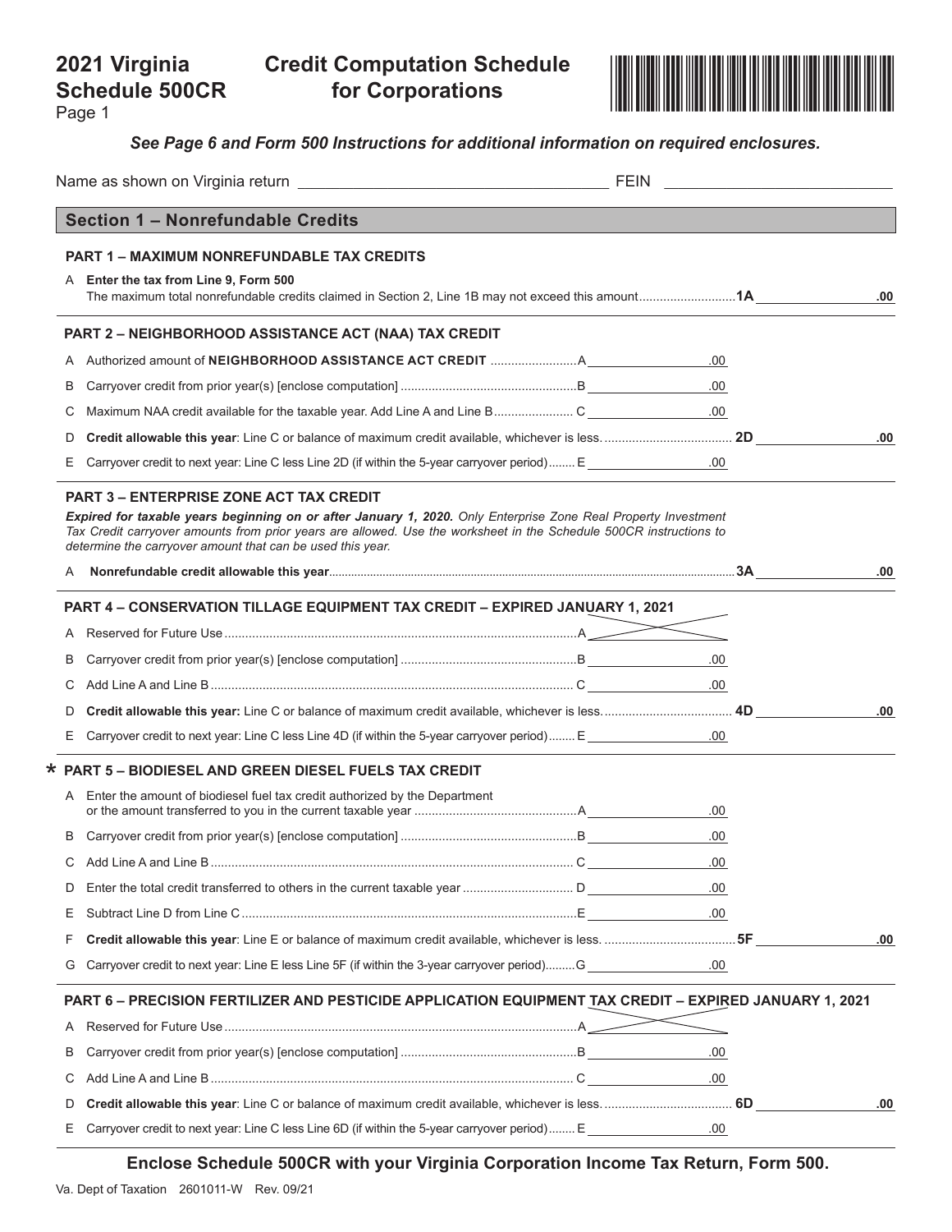# 2021 Virginia Schedule 500CR

## Credit Computation Schedule for Corporations

Page 1

***See Page 6 and Form 500 Instructions for additional information on required enclosures.***

Name as shown on Virginia return _______________ FEIN _______________

## Section 1 – Nonrefundable Credits

### PART 1 – MAXIMUM NONREFUNDABLE TAX CREDITS

A **Enter the tax from Line 9, Form 500**
The maximum total nonrefundable credits claimed in Section 2, Line 1B may not exceed this amount ........ **1A** _______ .00

### PART 2 – NEIGHBORHOOD ASSISTANCE ACT (NAA) TAX CREDIT

A Authorized amount of **NEIGHBORHOOD ASSISTANCE ACT CREDIT** ........ A _______ .00

B Carryover credit from prior year(s) [enclose computation] ........ B _______ .00

C Maximum NAA credit available for the taxable year. Add Line A and Line B ........ C _______ .00

D **Credit allowable this year**: Line C or balance of maximum credit available, whichever is less. ........ **2D** _______ .00

E Carryover credit to next year: Line C less Line 2D (if within the 5-year carryover period) ........ E _______ .00

### PART 3 – ENTERPRISE ZONE ACT TAX CREDIT

***Expired for taxable years beginning on or after January 1, 2020.*** *Only Enterprise Zone Real Property Investment Tax Credit carryover amounts from prior years are allowed. Use the worksheet in the Schedule 500CR instructions to determine the carryover amount that can be used this year.*

A **Nonrefundable credit allowable this year** ........ **3A** _______ .00

### PART 4 – CONSERVATION TILLAGE EQUIPMENT TAX CREDIT – EXPIRED JANUARY 1, 2021

A Reserved for Future Use ........ A

B Carryover credit from prior year(s) [enclose computation] ........ B _______ .00

C Add Line A and Line B ........ C _______ .00

D **Credit allowable this year:** Line C or balance of maximum credit available, whichever is less. ........ **4D** _______ .00

E Carryover credit to next year: Line C less Line 4D (if within the 5-year carryover period) ........ E _______ .00

### * PART 5 – BIODIESEL AND GREEN DIESEL FUELS TAX CREDIT

A Enter the amount of biodiesel fuel tax credit authorized by the Department or the amount transferred to you in the current taxable year ........ A _______ .00

B Carryover credit from prior year(s) [enclose computation] ........ B _______ .00

C Add Line A and Line B ........ C _______ .00

D Enter the total credit transferred to others in the current taxable year ........ D _______ .00

E Subtract Line D from Line C ........ E _______ .00

F **Credit allowable this year**: Line E or balance of maximum credit available, whichever is less. ........ **5F** _______ .00

G Carryover credit to next year: Line E less Line 5F (if within the 3-year carryover period) ........ G _______ .00

### PART 6 – PRECISION FERTILIZER AND PESTICIDE APPLICATION EQUIPMENT TAX CREDIT – EXPIRED JANUARY 1, 2021

A Reserved for Future Use ........ A

B Carryover credit from prior year(s) [enclose computation] ........ B _______ .00

C Add Line A and Line B ........ C _______ .00

D **Credit allowable this year**: Line C or balance of maximum credit available, whichever is less. ........ **6D** _______ .00

E Carryover credit to next year: Line C less Line 6D (if within the 5-year carryover period) ........ E _______ .00

**Enclose Schedule 500CR with your Virginia Corporation Income Tax Return, Form 500.**

Va. Dept of Taxation 2601011-W Rev. 09/21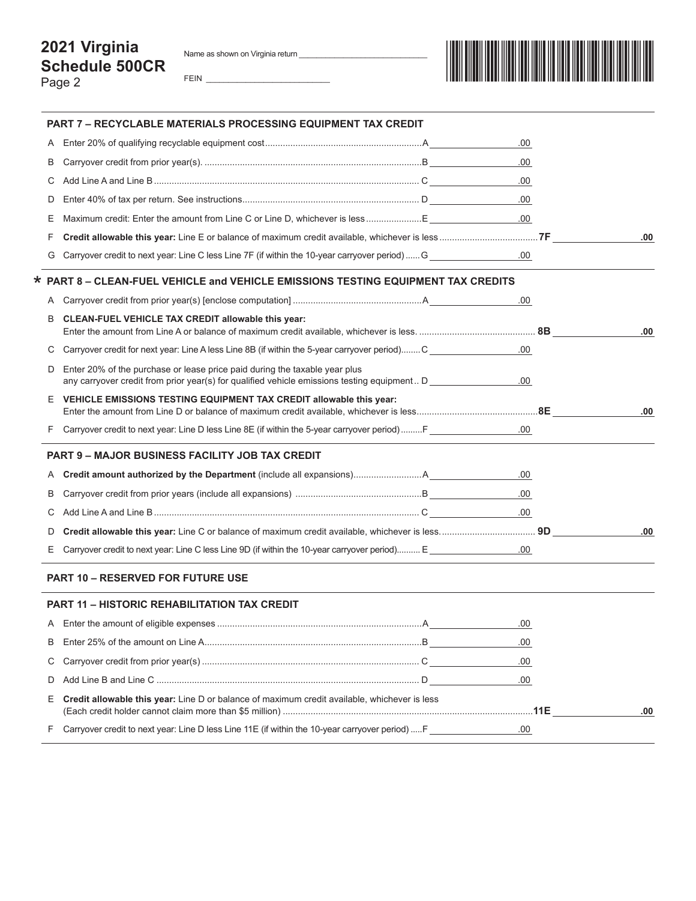# 2021 Virginia Schedule 500CR
Page 2

Name as shown on Virginia return ____________________________

FEIN ____________________________

## PART 7 – RECYCLABLE MATERIALS PROCESSING EQUIPMENT TAX CREDIT

A Enter 20% of qualifying recyclable equipment cost ............A __________ .00

B Carryover credit from prior year(s). ............B __________ .00

C Add Line A and Line B ............C __________ .00

D Enter 40% of tax per return. See instructions ............D __________ .00

E Maximum credit: Enter the amount from Line C or Line D, whichever is less ............E __________ .00

F **Credit allowable this year:** Line E or balance of maximum credit available, whichever is less ............**7F** __________ .00

G Carryover credit to next year: Line C less Line 7F (if within the 10-year carryover period) ......G __________ .00

## * PART 8 – CLEAN-FUEL VEHICLE and VEHICLE EMISSIONS TESTING EQUIPMENT TAX CREDITS

A Carryover credit from prior year(s) [enclose computation] ............A __________ .00

B **CLEAN-FUEL VEHICLE TAX CREDIT allowable this year:**
Enter the amount from Line A or balance of maximum credit available, whichever is less. ............**8B** __________ .00

C Carryover credit for next year: Line A less Line 8B (if within the 5-year carryover period)........C __________ .00

D Enter 20% of the purchase or lease price paid during the taxable year plus any carryover credit from prior year(s) for qualified vehicle emissions testing equipment .. D __________ .00

E **VEHICLE EMISSIONS TESTING EQUIPMENT TAX CREDIT allowable this year:**
Enter the amount from Line D or balance of maximum credit available, whichever is less............**8E** __________ .00

F Carryover credit to next year: Line D less Line 8E (if within the 5-year carryover period) .........F __________ .00

## PART 9 – MAJOR BUSINESS FACILITY JOB TAX CREDIT

A **Credit amount authorized by the Department** (include all expansions)............A __________ .00

B Carryover credit from prior years (include all expansions) ............B __________ .00

C Add Line A and Line B ............C __________ .00

D **Credit allowable this year:** Line C or balance of maximum credit available, whichever is less. ............**9D** __________ .00

E Carryover credit to next year: Line C less Line 9D (if within the 10-year carryover period).......... E __________ .00

## PART 10 – RESERVED FOR FUTURE USE

## PART 11 – HISTORIC REHABILITATION TAX CREDIT

A Enter the amount of eligible expenses ............A __________ .00

B Enter 25% of the amount on Line A............B __________ .00

C Carryover credit from prior year(s) ............C __________ .00

D Add Line B and Line C ............D __________ .00

E **Credit allowable this year:** Line D or balance of maximum credit available, whichever is less
(Each credit holder cannot claim more than $5 million) ............**11E** __________ .00

F Carryover credit to next year: Line D less Line 11E (if within the 10-year carryover period) .....F __________ .00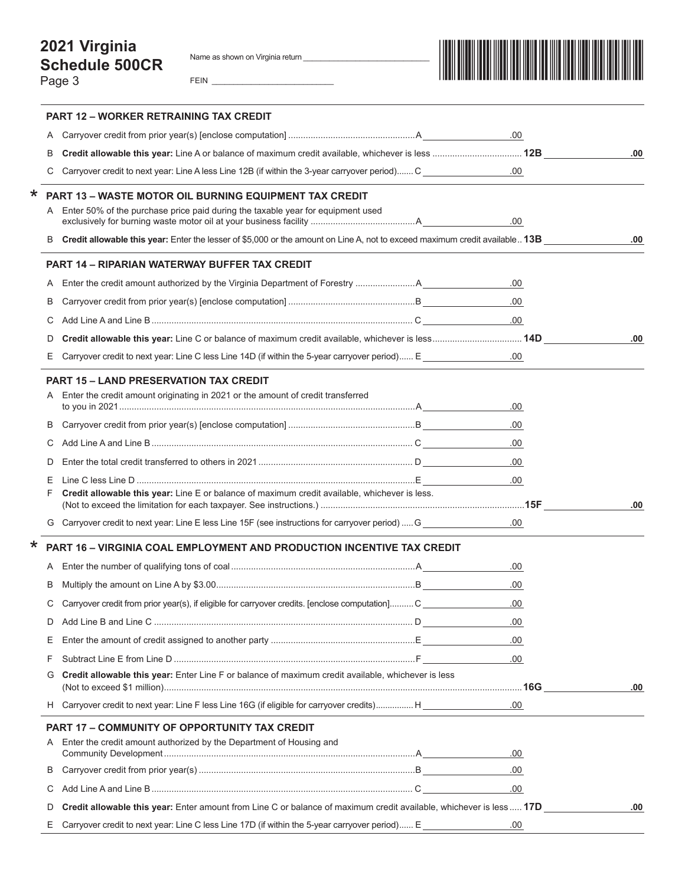# 2021 Virginia Schedule 500CR

Page 3

Name as shown on Virginia return ____________________________

FEIN __________________________

## PART 12 – WORKER RETRAINING TAX CREDIT

A Carryover credit from prior year(s) [enclose computation] .................................................A __________ .00

B **Credit allowable this year:** Line A or balance of maximum credit available, whichever is less ...................................**12B** __________ .00

C Carryover credit to next year: Line A less Line 12B (if within the 3-year carryover period).......C __________ .00

## * PART 13 – WASTE MOTOR OIL BURNING EQUIPMENT TAX CREDIT

A Enter 50% of the purchase price paid during the taxable year for equipment used exclusively for burning waste motor oil at your business facility ..........................................A __________ .00

B **Credit allowable this year:** Enter the lesser of $5,000 or the amount on Line A, not to exceed maximum credit available..**13B** __________ .00

## PART 14 – RIPARIAN WATERWAY BUFFER TAX CREDIT

A Enter the credit amount authorized by the Virginia Department of Forestry ........................A __________ .00

B Carryover credit from prior year(s) [enclose computation] ..................................................B __________ .00

C Add Line A and Line B ........................................................................................................ C __________ .00

D **Credit allowable this year:** Line C or balance of maximum credit available, whichever is less...................................**14D** __________ .00

E Carryover credit to next year: Line C less Line 14D (if within the 5-year carryover period)...... E __________ .00

## PART 15 – LAND PRESERVATION TAX CREDIT

A Enter the credit amount originating in 2021 or the amount of credit transferred to you in 2021.......................................................................................................A __________ .00

B Carryover credit from prior year(s) [enclose computation] ..................................................B __________ .00

C Add Line A and Line B ........................................................................................................ C __________ .00

D Enter the total credit transferred to others in 2021 ............................................................. D __________ .00

E Line C less Line D ................................................................................................................E __________ .00

F **Credit allowable this year:** Line E or balance of maximum credit available, whichever is less. (Not to exceed the limitation for each taxpayer. See instructions.) ................................................................................**15F** __________ .00

G Carryover credit to next year: Line E less Line 15F (see instructions for carryover period) .....G __________ .00

## * PART 16 – VIRGINIA COAL EMPLOYMENT AND PRODUCTION INCENTIVE TAX CREDIT

A Enter the number of qualifying tons of coal ..........................................................................A __________ .00

B Multiply the amount on Line A by $3.00................................................................................B __________ .00

C Carryover credit from prior year(s), if eligible for carryover credits. [enclose computation]..........C __________ .00

D Add Line B and Line C ........................................................................................................ D __________ .00

E Enter the amount of credit assigned to another party ..........................................................E __________ .00

F Subtract Line E from Line D .................................................................................................F __________ .00

G **Credit allowable this year:** Enter Line F or balance of maximum credit available, whichever is less (Not to exceed $1 million)..............................................................................................................................**16G** __________ .00

H Carryover credit to next year: Line F less Line 16G (if eligible for carryover credits)...............H __________ .00

## PART 17 – COMMUNITY OF OPPORTUNITY TAX CREDIT

A Enter the credit amount authorized by the Department of Housing and Community Development....................................................................................................A __________ .00

B Carryover credit from prior year(s) ......................................................................................B __________ .00

C Add Line A and Line B ........................................................................................................ C __________ .00

D **Credit allowable this year:** Enter amount from Line C or balance of maximum credit available, whichever is less.....**17D** __________ .00

E Carryover credit to next year: Line C less Line 17D (if within the 5-year carryover period)...... E __________ .00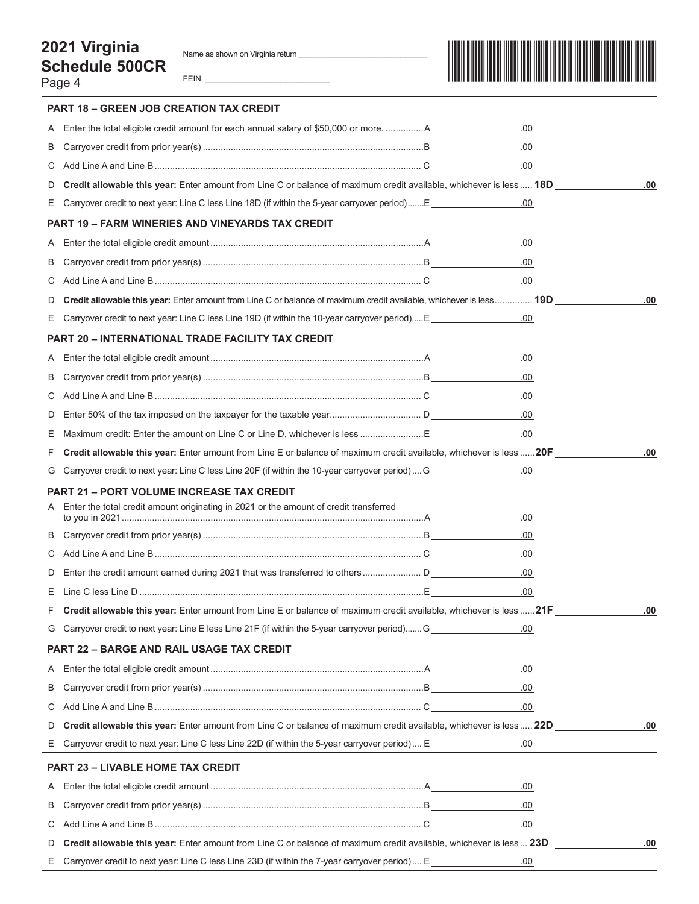**2021 Virginia Schedule 500CR**
Page 4

Name as shown on Virginia return ____________________________

FEIN __________________________

### PART 18 – GREEN JOB CREATION TAX CREDIT

A Enter the total eligible credit amount for each annual salary of $50,000 or more. ...............A ____________ .00

B Carryover credit from prior year(s) .......................................................................................B ____________ .00

C Add Line A and Line B ......................................................................................................... C ____________ .00

D **Credit allowable this year:** Enter amount from Line C or balance of maximum credit available, whichever is less ..... **18D** ____________ .00

E Carryover credit to next year: Line C less Line 18D (if within the 5-year carryover period).......E ____________ .00

### PART 19 – FARM WINERIES AND VINEYARDS TAX CREDIT

A Enter the total eligible credit amount ....................................................................................A ____________ .00

B Carryover credit from prior year(s) .......................................................................................B ____________ .00

C Add Line A and Line B ......................................................................................................... C ____________ .00

D **Credit allowable this year:** Enter amount from Line C or balance of maximum credit available, whichever is less.............. **19D** ____________ .00

E Carryover credit to next year: Line C less Line 19D (if within the 10-year carryover period).....E ____________ .00

### PART 20 – INTERNATIONAL TRADE FACILITY TAX CREDIT

A Enter the total eligible credit amount ....................................................................................A ____________ .00

B Carryover credit from prior year(s) .......................................................................................B ____________ .00

C Add Line A and Line B ......................................................................................................... C ____________ .00

D Enter 50% of the tax imposed on the taxpayer for the taxable year.................................... D ____________ .00

E Maximum credit: Enter the amount on Line C or Line D, whichever is less .........................E ____________ .00

F **Credit allowable this year:** Enter amount from Line E or balance of maximum credit available, whichever is less ......**20F** ____________ .00

G Carryover credit to next year: Line C less Line 20F (if within the 10-year carryover period) ....G ____________ .00

### PART 21 – PORT VOLUME INCREASE TAX CREDIT

A Enter the total credit amount originating in 2021 or the amount of credit transferred to you in 2021.......................................................................................................................A ____________ .00

B Carryover credit from prior year(s) .......................................................................................B ____________ .00

C Add Line A and Line B ......................................................................................................... C ____________ .00

D Enter the credit amount earned during 2021 that was transferred to others ....................... D ____________ .00

E Line C less Line D ................................................................................................................E ____________ .00

F **Credit allowable this year:** Enter amount from Line E or balance of maximum credit available, whichever is less ......**21F** ____________ .00

G Carryover credit to next year: Line E less Line 21F (if within the 5-year carryover period).......G ____________ .00

### PART 22 – BARGE AND RAIL USAGE TAX CREDIT

A Enter the total eligible credit amount ....................................................................................A ____________ .00

B Carryover credit from prior year(s) .......................................................................................B ____________ .00

C Add Line A and Line B ......................................................................................................... C ____________ .00

D **Credit allowable this year:** Enter amount from Line C or balance of maximum credit available, whichever is less ..... **22D** ____________ .00

E Carryover credit to next year: Line C less Line 22D (if within the 5-year carryover period) .... E ____________ .00

### PART 23 – LIVABLE HOME TAX CREDIT

A Enter the total eligible credit amount ....................................................................................A ____________ .00

B Carryover credit from prior year(s) .......................................................................................B ____________ .00

C Add Line A and Line B ......................................................................................................... C ____________ .00

D **Credit allowable this year:** Enter amount from Line C or balance of maximum credit available, whichever is less ... **23D** ____________ .00

E Carryover credit to next year: Line C less Line 23D (if within the 7-year carryover period) .... E ____________ .00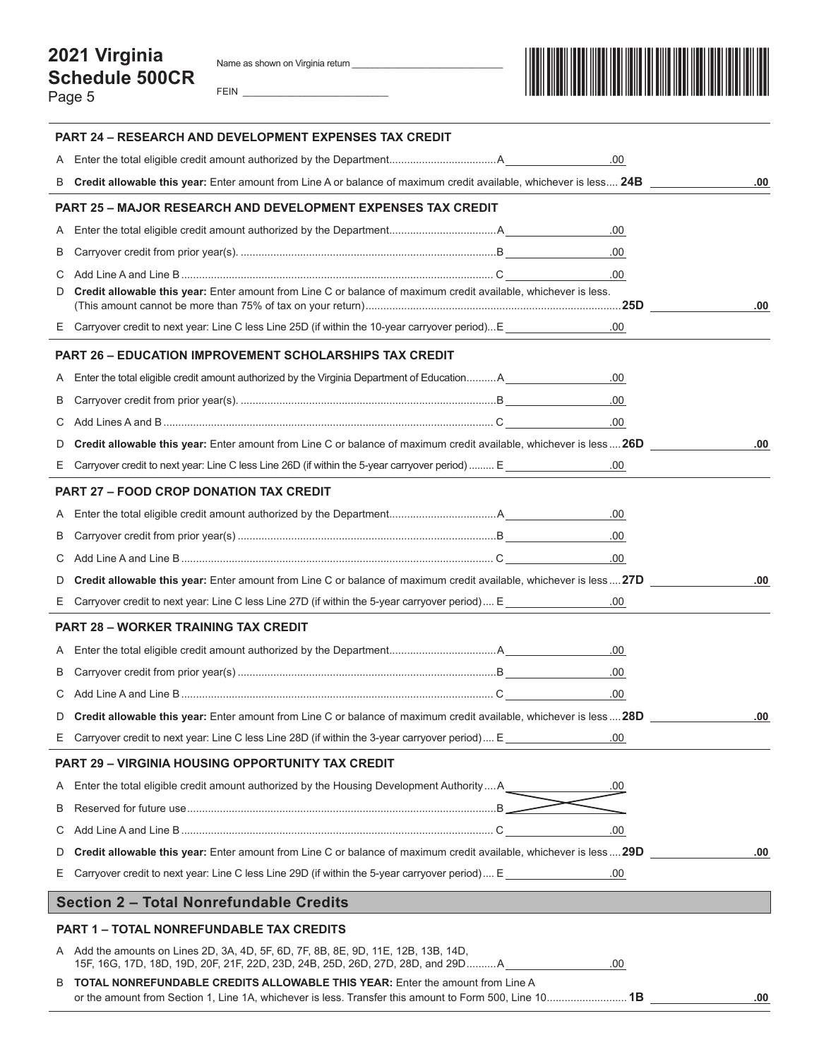# 2021 Virginia Schedule 500CR
Page 5

Name as shown on Virginia return ____________________________

FEIN __________________________

### PART 24 – RESEARCH AND DEVELOPMENT EXPENSES TAX CREDIT

A Enter the total eligible credit amount authorized by the Department....................................A __________ .00

B **Credit allowable this year:** Enter amount from Line A or balance of maximum credit available, whichever is less.... **24B** __________ .00

### PART 25 – MAJOR RESEARCH AND DEVELOPMENT EXPENSES TAX CREDIT

A Enter the total eligible credit amount authorized by the Department....................................A __________ .00

B Carryover credit from prior year(s). ......................................................................................B __________ .00

C Add Line A and Line B ......................................................................................................... C __________ .00

D **Credit allowable this year:** Enter amount from Line C or balance of maximum credit available, whichever is less. (This amount cannot be more than 75% of tax on your return)...................................................................................**25D** __________ .00

E Carryover credit to next year: Line C less Line 25D (if within the 10-year carryover period)...E __________ .00

### PART 26 – EDUCATION IMPROVEMENT SCHOLARSHIPS TAX CREDIT

A Enter the total eligible credit amount authorized by the Virginia Department of Education..........A __________ .00

B Carryover credit from prior year(s). ......................................................................................B __________ .00

C Add Lines A and B ............................................................................................................... C __________ .00

D **Credit allowable this year:** Enter amount from Line C or balance of maximum credit available, whichever is less .... **26D** __________ .00

E Carryover credit to next year: Line C less Line 26D (if within the 5-year carryover period) ......... E __________ .00

### PART 27 – FOOD CROP DONATION TAX CREDIT

A Enter the total eligible credit amount authorized by the Department....................................A __________ .00

B Carryover credit from prior year(s) .......................................................................................B __________ .00

C Add Line A and Line B ......................................................................................................... C __________ .00

D **Credit allowable this year:** Enter amount from Line C or balance of maximum credit available, whichever is less .... **27D** __________ .00

E Carryover credit to next year: Line C less Line 27D (if within the 5-year carryover period) .... E __________ .00

### PART 28 – WORKER TRAINING TAX CREDIT

A Enter the total eligible credit amount authorized by the Department....................................A __________ .00

B Carryover credit from prior year(s) .......................................................................................B __________ .00

C Add Line A and Line B ......................................................................................................... C __________ .00

D **Credit allowable this year:** Enter amount from Line C or balance of maximum credit available, whichever is less .... **28D** __________ .00

E Carryover credit to next year: Line C less Line 28D (if within the 3-year carryover period) .... E __________ .00

### PART 29 – VIRGINIA HOUSING OPPORTUNITY TAX CREDIT

A Enter the total eligible credit amount authorized by the Housing Development Authority ....A __________ .00

B Reserved for future use.........................................................................................................B

C Add Line A and Line B ......................................................................................................... C __________ .00

D **Credit allowable this year:** Enter amount from Line C or balance of maximum credit available, whichever is less .... **29D** __________ .00

E Carryover credit to next year: Line C less Line 29D (if within the 5-year carryover period) .... E __________ .00

## Section 2 – Total Nonrefundable Credits

### PART 1 – TOTAL NONREFUNDABLE TAX CREDITS

A Add the amounts on Lines 2D, 3A, 4D, 5F, 6D, 7F, 8B, 8E, 9D, 11E, 12B, 13B, 14D, 15F, 16G, 17D, 18D, 19D, 20F, 21F, 22D, 23D, 24B, 25D, 26D, 27D, 28D, and 29D..........A __________ .00

B **TOTAL NONREFUNDABLE CREDITS ALLOWABLE THIS YEAR:** Enter the amount from Line A or the amount from Section 1, Line 1A, whichever is less. Transfer this amount to Form 500, Line 10........................... **1B** __________ .00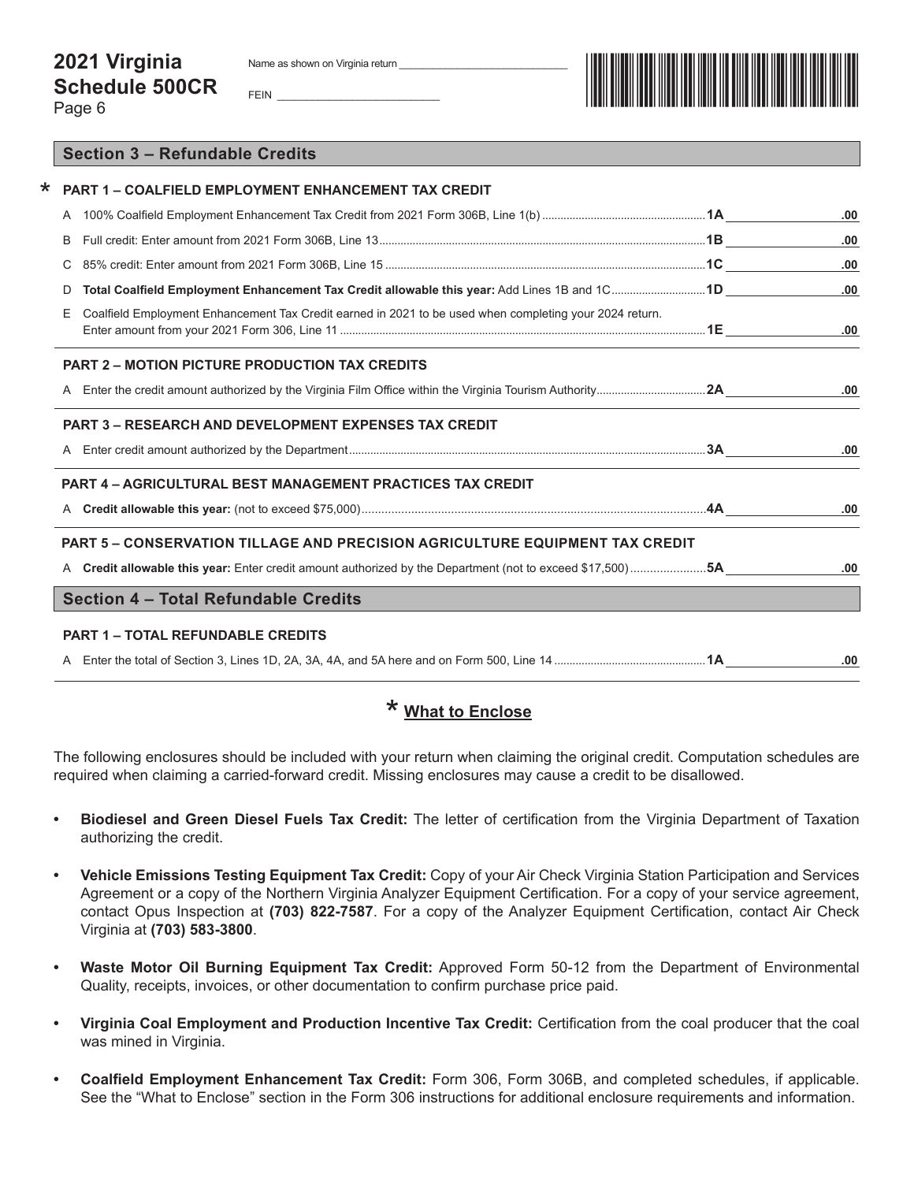**2021 Virginia Schedule 500CR**
Page 6

Name as shown on Virginia return ___________________________

FEIN _________________________

## Section 3 – Refundable Credits

**\* PART 1 – COALFIELD EMPLOYMENT ENHANCEMENT TAX CREDIT**

| | | | |
|---|---|---|---|
| A | 100% Coalfield Employment Enhancement Tax Credit from 2021 Form 306B, Line 1(b) | 1A | .00 |
| B | Full credit: Enter amount from 2021 Form 306B, Line 13 | 1B | .00 |
| C | 85% credit: Enter amount from 2021 Form 306B, Line 15 | 1C | .00 |
| D | **Total Coalfield Employment Enhancement Tax Credit allowable this year:** Add Lines 1B and 1C | 1D | .00 |
| E | Coalfield Employment Enhancement Tax Credit earned in 2021 to be used when completing your 2024 return. Enter amount from your 2021 Form 306, Line 11 | 1E | .00 |

**PART 2 – MOTION PICTURE PRODUCTION TAX CREDITS**

| | | | |
|---|---|---|---|
| A | Enter the credit amount authorized by the Virginia Film Office within the Virginia Tourism Authority | 2A | .00 |

**PART 3 – RESEARCH AND DEVELOPMENT EXPENSES TAX CREDIT**

| | | | |
|---|---|---|---|
| A | Enter credit amount authorized by the Department | 3A | .00 |

**PART 4 – AGRICULTURAL BEST MANAGEMENT PRACTICES TAX CREDIT**

| | | | |
|---|---|---|---|
| A | **Credit allowable this year:** (not to exceed $75,000) | 4A | .00 |

**PART 5 – CONSERVATION TILLAGE AND PRECISION AGRICULTURE EQUIPMENT TAX CREDIT**

| | | | |
|---|---|---|---|
| A | **Credit allowable this year:** Enter credit amount authorized by the Department (not to exceed $17,500) | 5A | .00 |

## Section 4 – Total Refundable Credits

**PART 1 – TOTAL REFUNDABLE CREDITS**

| | | | |
|---|---|---|---|
| A | Enter the total of Section 3, Lines 1D, 2A, 3A, 4A, and 5A here and on Form 500, Line 14 | 1A | .00 |

## \* What to Enclose

The following enclosures should be included with your return when claiming the original credit. Computation schedules are required when claiming a carried-forward credit. Missing enclosures may cause a credit to be disallowed.

- **Biodiesel and Green Diesel Fuels Tax Credit:** The letter of certification from the Virginia Department of Taxation authorizing the credit.
- **Vehicle Emissions Testing Equipment Tax Credit:** Copy of your Air Check Virginia Station Participation and Services Agreement or a copy of the Northern Virginia Analyzer Equipment Certification. For a copy of your service agreement, contact Opus Inspection at **(703) 822-7587**. For a copy of the Analyzer Equipment Certification, contact Air Check Virginia at **(703) 583-3800**.
- **Waste Motor Oil Burning Equipment Tax Credit:** Approved Form 50-12 from the Department of Environmental Quality, receipts, invoices, or other documentation to confirm purchase price paid.
- **Virginia Coal Employment and Production Incentive Tax Credit:** Certification from the coal producer that the coal was mined in Virginia.
- **Coalfield Employment Enhancement Tax Credit:** Form 306, Form 306B, and completed schedules, if applicable. See the "What to Enclose" section in the Form 306 instructions for additional enclosure requirements and information.